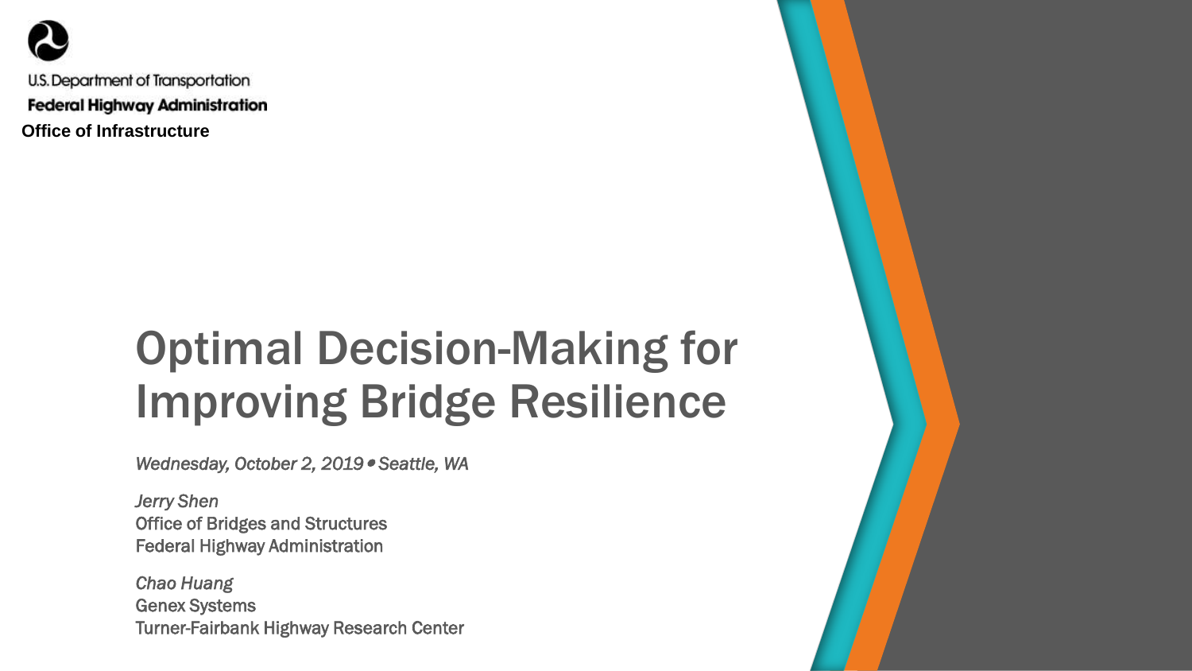U.S. Department of Transportation

**Federal Highway Administration**

**Office of Infrastructure**

# Optimal Decision-Making for Improving Bridge Resilience

*Wednesday, October 2, 2019 • Seattle, WA*

*Jerry Shen*
Office of Bridges and Structures
Federal Highway Administration

*Chao Huang*
Genex Systems
Turner-Fairbank Highway Research Center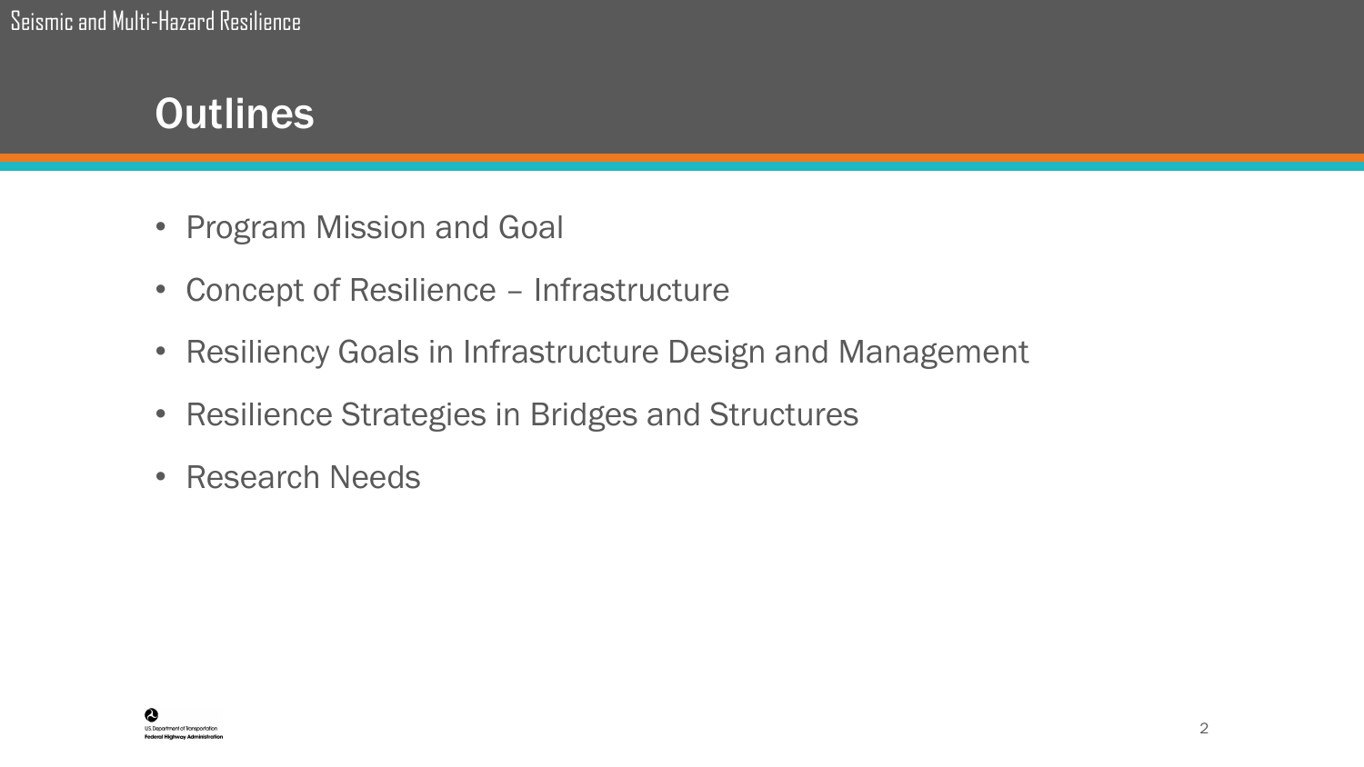# Outlines

- Program Mission and Goal
- Concept of Resilience – Infrastructure
- Resiliency Goals in Infrastructure Design and Management
- Resilience Strategies in Bridges and Structures
- Research Needs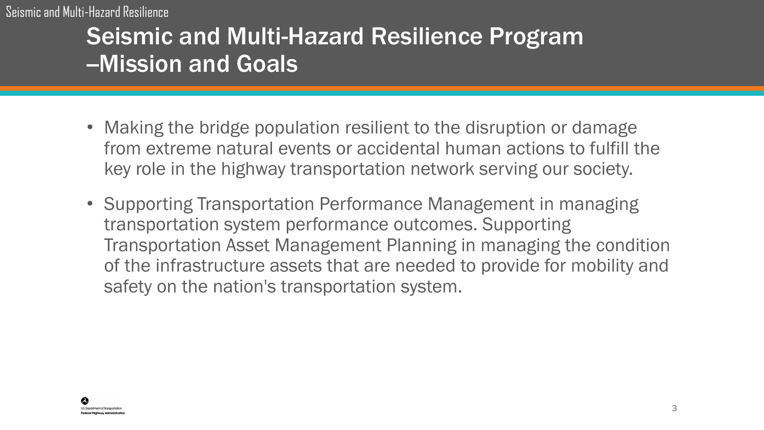# Seismic and Multi-Hazard Resilience Program –Mission and Goals

- Making the bridge population resilient to the disruption or damage from extreme natural events or accidental human actions to fulfill the key role in the highway transportation network serving our society.
- Supporting Transportation Performance Management in managing transportation system performance outcomes. Supporting Transportation Asset Management Planning in managing the condition of the infrastructure assets that are needed to provide for mobility and safety on the nation's transportation system.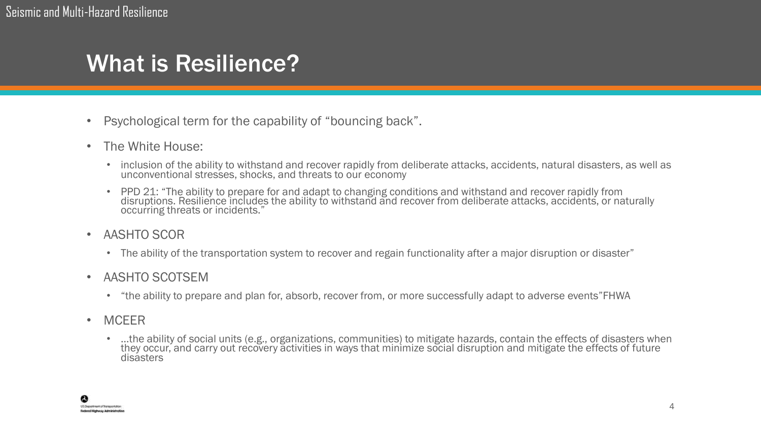# What is Resilience?

- Psychological term for the capability of "bouncing back".
- The White House:
  - inclusion of the ability to withstand and recover rapidly from deliberate attacks, accidents, natural disasters, as well as unconventional stresses, shocks, and threats to our economy
  - PPD 21: "The ability to prepare for and adapt to changing conditions and withstand and recover rapidly from disruptions. Resilience includes the ability to withstand and recover from deliberate attacks, accidents, or naturally occurring threats or incidents."
- AASHTO SCOR
  - The ability of the transportation system to recover and regain functionality after a major disruption or disaster"
- AASHTO SCOTSEM
  - "the ability to prepare and plan for, absorb, recover from, or more successfully adapt to adverse events"FHWA
- MCEER
  - …the ability of social units (e.g., organizations, communities) to mitigate hazards, contain the effects of disasters when they occur, and carry out recovery activities in ways that minimize social disruption and mitigate the effects of future disasters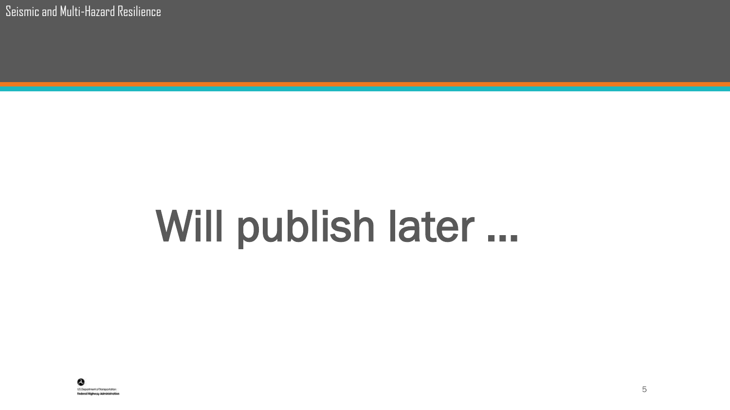# Will publish later …